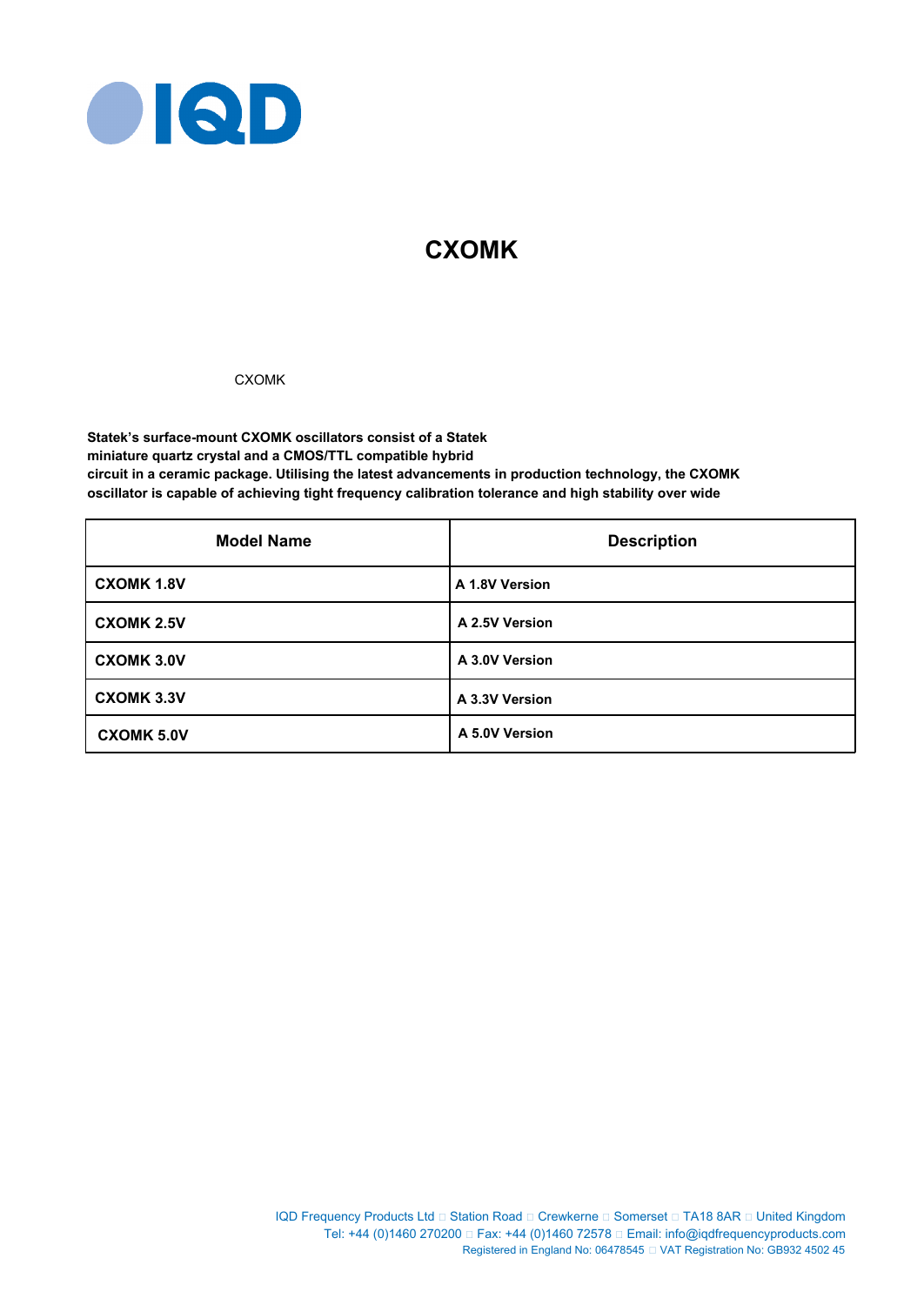# CXOMK

CXOMK

**Statek's surface-mount CXOMK oscillators consist of a Statek miniature quartz crystal and a CMOS/TTL compatible hybrid circuit in a ceramic package. Utilising the latest advancements in production technology, the CXOMK oscillator is capable of achieving tight frequency calibration tolerance and high stability over wide**

| Model Name | Description |
|---|---|
| **CXOMK 1.8V** | **A 1.8V Version** |
| **CXOMK 2.5V** | **A 2.5V Version** |
| **CXOMK 3.0V** | **A 3.0V Version** |
| **CXOMK 3.3V** | **A 3.3V Version** |
| **CXOMK 5.0V** | **A 5.0V Version** |

IQD Frequency Products Ltd □ Station Road □ Crewkerne □ Somerset □ TA18 8AR □ United Kingdom
Tel: +44 (0)1460 270200 □ Fax: +44 (0)1460 72578 □ Email: info@iqdfrequencyproducts.com
Registered in England No: 06478545 □ VAT Registration No: GB932 4502 45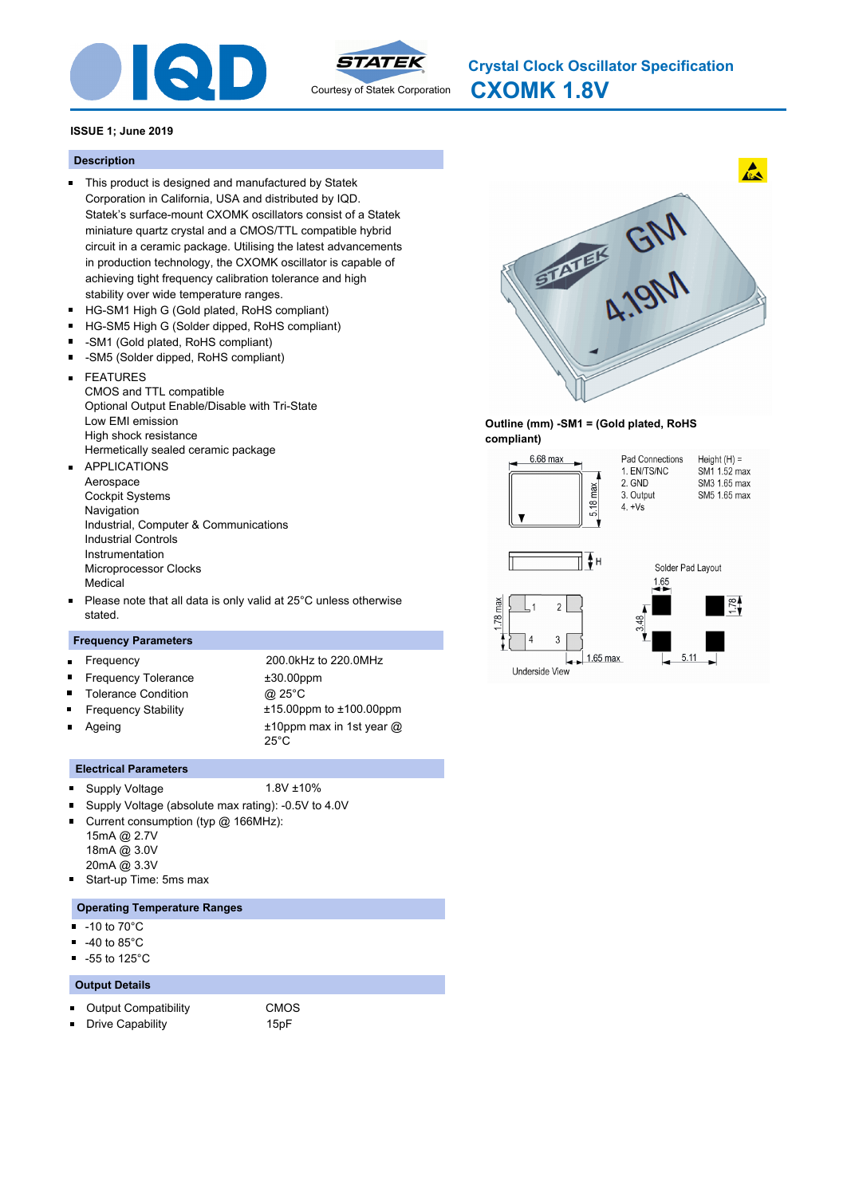# Crystal Clock Oscillator Specification

# CXOMK 1.8V

Courtesy of Statek Corporation

**ISSUE 1; June 2019**

## Description

- This product is designed and manufactured by Statek Corporation in California, USA and distributed by IQD. Statek's surface-mount CXOMK oscillators consist of a Statek miniature quartz crystal and a CMOS/TTL compatible hybrid circuit in a ceramic package. Utilising the latest advancements in production technology, the CXOMK oscillator is capable of achieving tight frequency calibration tolerance and high stability over wide temperature ranges.
- HG-SM1 High G (Gold plated, RoHS compliant)
- HG-SM5 High G (Solder dipped, RoHS compliant)
- -SM1 (Gold plated, RoHS compliant)
- -SM5 (Solder dipped, RoHS compliant)
- FEATURES
  CMOS and TTL compatible
  Optional Output Enable/Disable with Tri-State
  Low EMI emission
  High shock resistance
  Hermetically sealed ceramic package
- APPLICATIONS
  Aerospace
  Cockpit Systems
  Navigation
  Industrial, Computer & Communications
  Industrial Controls
  Instrumentation
  Microprocessor Clocks
  Medical
- Please note that all data is only valid at 25°C unless otherwise stated.

**Outline (mm) -SM1 = (Gold plated, RoHS compliant)**

6.68 max; 5.18 max; H

Pad Connections
1. EN/TS/NC
2. GND
3. Output
4. +Vs

Height (H) =
SM1 1.52 max
SM3 1.65 max
SM5 1.65 max

Underside View: 1.78 max; 1.65 max

Solder Pad Layout: 1.65; 3.48; 1.78; 5.11

## Frequency Parameters

- Frequency: 200.0kHz to 220.0MHz
- Frequency Tolerance: ±30.00ppm
- Tolerance Condition: @ 25°C
- Frequency Stability: ±15.00ppm to ±100.00ppm
- Ageing: ±10ppm max in 1st year @ 25°C

## Electrical Parameters

- Supply Voltage: 1.8V ±10%
- Supply Voltage (absolute max rating): -0.5V to 4.0V
- Current consumption (typ @ 166MHz):
  15mA @ 2.7V
  18mA @ 3.0V
  20mA @ 3.3V
- Start-up Time: 5ms max

## Operating Temperature Ranges

- -10 to 70°C
- -40 to 85°C
- -55 to 125°C

## Output Details

- Output Compatibility: CMOS
- Drive Capability: 15pF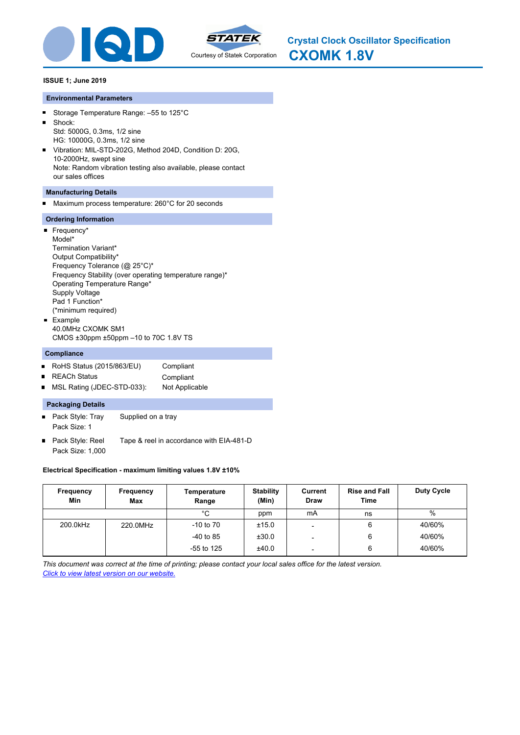# Crystal Clock Oscillator Specification

## CXOMK 1.8V

Courtesy of Statek Corporation

**ISSUE 1; June 2019**

### Environmental Parameters

- Storage Temperature Range: –55 to 125°C
- Shock:
  Std: 5000G, 0.3ms, 1/2 sine
  HG: 10000G, 0.3ms, 1/2 sine
- Vibration: MIL-STD-202G, Method 204D, Condition D: 20G, 10-2000Hz, swept sine
  Note: Random vibration testing also available, please contact our sales offices

### Manufacturing Details

- Maximum process temperature: 260°C for 20 seconds

### Ordering Information

- Frequency*
  Model*
  Termination Variant*
  Output Compatibility*
  Frequency Tolerance (@ 25°C)*
  Frequency Stability (over operating temperature range)*
  Operating Temperature Range*
  Supply Voltage
  Pad 1 Function*
  (*minimum required)
- Example
  40.0MHz CXOMK SM1
  CMOS ±30ppm ±50ppm –10 to 70C 1.8V TS

### Compliance

- RoHS Status (2015/863/EU) Compliant
- REACh Status Compliant
- MSL Rating (JDEC-STD-033): Not Applicable

### Packaging Details

- Pack Style: Tray — Supplied on a tray
  Pack Size: 1
- Pack Style: Reel — Tape & reel in accordance with EIA-481-D
  Pack Size: 1,000

**Electrical Specification - maximum limiting values 1.8V ±10%**

| Frequency Min | Frequency Max | Temperature Range | Stability (Min) | Current Draw | Rise and Fall Time | Duty Cycle |
|---|---|---|---|---|---|---|
| | | °C | ppm | mA | ns | % |
| 200.0kHz | 220.0MHz | -10 to 70 | ±15.0 | - | 6 | 40/60% |
| | | -40 to 85 | ±30.0 | - | 6 | 40/60% |
| | | -55 to 125 | ±40.0 | - | 6 | 40/60% |

*This document was correct at the time of printing; please contact your local sales office for the latest version.*
*Click to view latest version on our website.*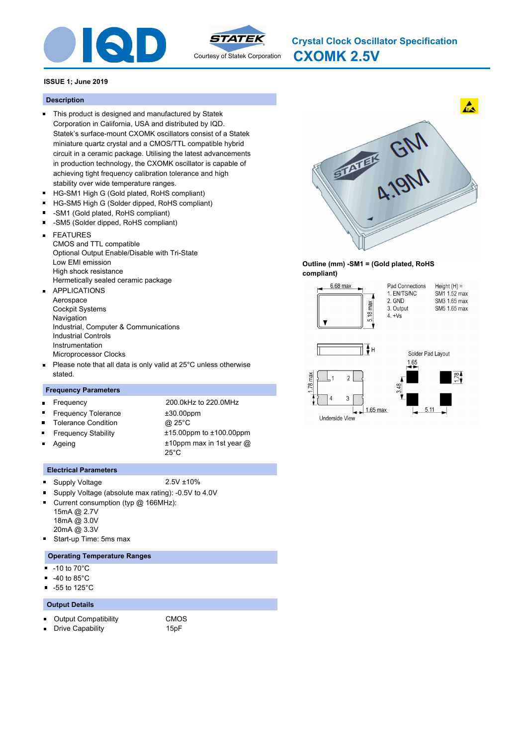# Crystal Clock Oscillator Specification

# CXOMK 2.5V

Courtesy of Statek Corporation

**ISSUE 1; June 2019**

## Description

- This product is designed and manufactured by Statek Corporation in California, USA and distributed by IQD. Statek's surface-mount CXOMK oscillators consist of a Statek miniature quartz crystal and a CMOS/TTL compatible hybrid circuit in a ceramic package. Utilising the latest advancements in production technology, the CXOMK oscillator is capable of achieving tight frequency calibration tolerance and high stability over wide temperature ranges.
- HG-SM1 High G (Gold plated, RoHS compliant)
- HG-SM5 High G (Solder dipped, RoHS compliant)
- -SM1 (Gold plated, RoHS compliant)
- -SM5 (Solder dipped, RoHS compliant)
- FEATURES
  CMOS and TTL compatible
  Optional Output Enable/Disable with Tri-State
  Low EMI emission
  High shock resistance
  Hermetically sealed ceramic package
- APPLICATIONS
  Aerospace
  Cockpit Systems
  Navigation
  Industrial, Computer & Communications
  Industrial Controls
  Instrumentation
  Microprocessor Clocks
- Please note that all data is only valid at 25°C unless otherwise stated.

## Frequency Parameters

| | |
|---|---|
| Frequency | 200.0kHz to 220.0MHz |
| Frequency Tolerance | ±30.00ppm |
| Tolerance Condition | @ 25°C |
| Frequency Stability | ±15.00ppm to ±100.00ppm |
| Ageing | ±10ppm max in 1st year @ 25°C |

## Electrical Parameters

- Supply Voltage 2.5V ±10%
- Supply Voltage (absolute max rating): -0.5V to 4.0V
- Current consumption (typ @ 166MHz):
  15mA @ 2.7V
  18mA @ 3.0V
  20mA @ 3.3V
- Start-up Time: 5ms max

## Operating Temperature Ranges

- -10 to 70°C
- -40 to 85°C
- -55 to 125°C

## Output Details

| | |
|---|---|
| Output Compatibility | CMOS |
| Drive Capability | 15pF |

**Outline (mm) -SM1 = (Gold plated, RoHS compliant)**

6.68 max; 5.18 max; H; 1.78 max; 1.65 max; Underside View

Pad Connections
1. EN/TS/NC
2. GND
3. Output
4. +Vs

Height (H) =
SM1 1.52 max
SM3 1.65 max
SM5 1.65 max

Solder Pad Layout: 1.65; 3.48; 1.78; 5.11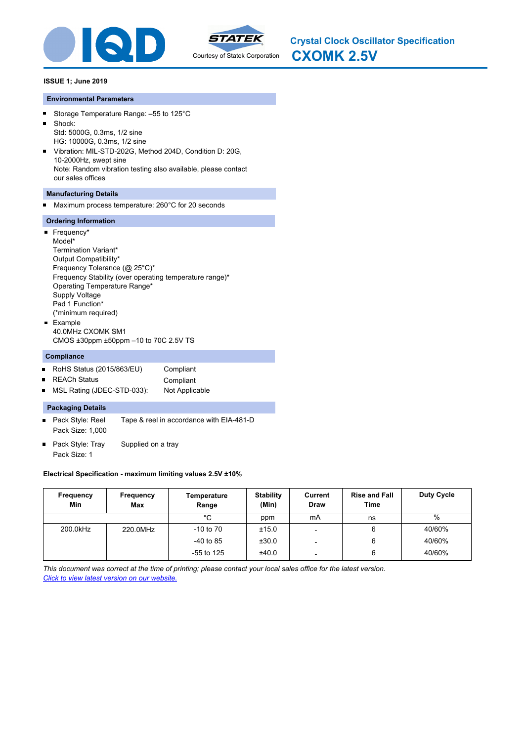Crystal Clock Oscillator Specification

# CXOMK 2.5V

Courtesy of Statek Corporation

**ISSUE 1; June 2019**

## Environmental Parameters

- Storage Temperature Range: –55 to 125°C
- Shock:
  Std: 5000G, 0.3ms, 1/2 sine
  HG: 10000G, 0.3ms, 1/2 sine
- Vibration: MIL-STD-202G, Method 204D, Condition D: 20G, 10-2000Hz, swept sine
  Note: Random vibration testing also available, please contact our sales offices

## Manufacturing Details

- Maximum process temperature: 260°C for 20 seconds

## Ordering Information

- Frequency*
  Model*
  Termination Variant*
  Output Compatibility*
  Frequency Tolerance (@ 25°C)*
  Frequency Stability (over operating temperature range)*
  Operating Temperature Range*
  Supply Voltage
  Pad 1 Function*
  (*minimum required)
- Example
  40.0MHz CXOMK SM1
  CMOS ±30ppm ±50ppm –10 to 70C 2.5V TS

## Compliance

- RoHS Status (2015/863/EU): Compliant
- REACh Status: Compliant
- MSL Rating (JDEC-STD-033): Not Applicable

## Packaging Details

- Pack Style: Reel — Tape & reel in accordance with EIA-481-D
  Pack Size: 1,000
- Pack Style: Tray — Supplied on a tray
  Pack Size: 1

**Electrical Specification - maximum limiting values 2.5V ±10%**

| Frequency Min | Frequency Max | Temperature Range | Stability (Min) | Current Draw | Rise and Fall Time | Duty Cycle |
|---|---|---|---|---|---|---|
| | | °C | ppm | mA | ns | % |
| 200.0kHz | 220.0MHz | -10 to 70 | ±15.0 | - | 6 | 40/60% |
| | | -40 to 85 | ±30.0 | - | 6 | 40/60% |
| | | -55 to 125 | ±40.0 | - | 6 | 40/60% |

*This document was correct at the time of printing; please contact your local sales office for the latest version.*
*Click to view latest version on our website.*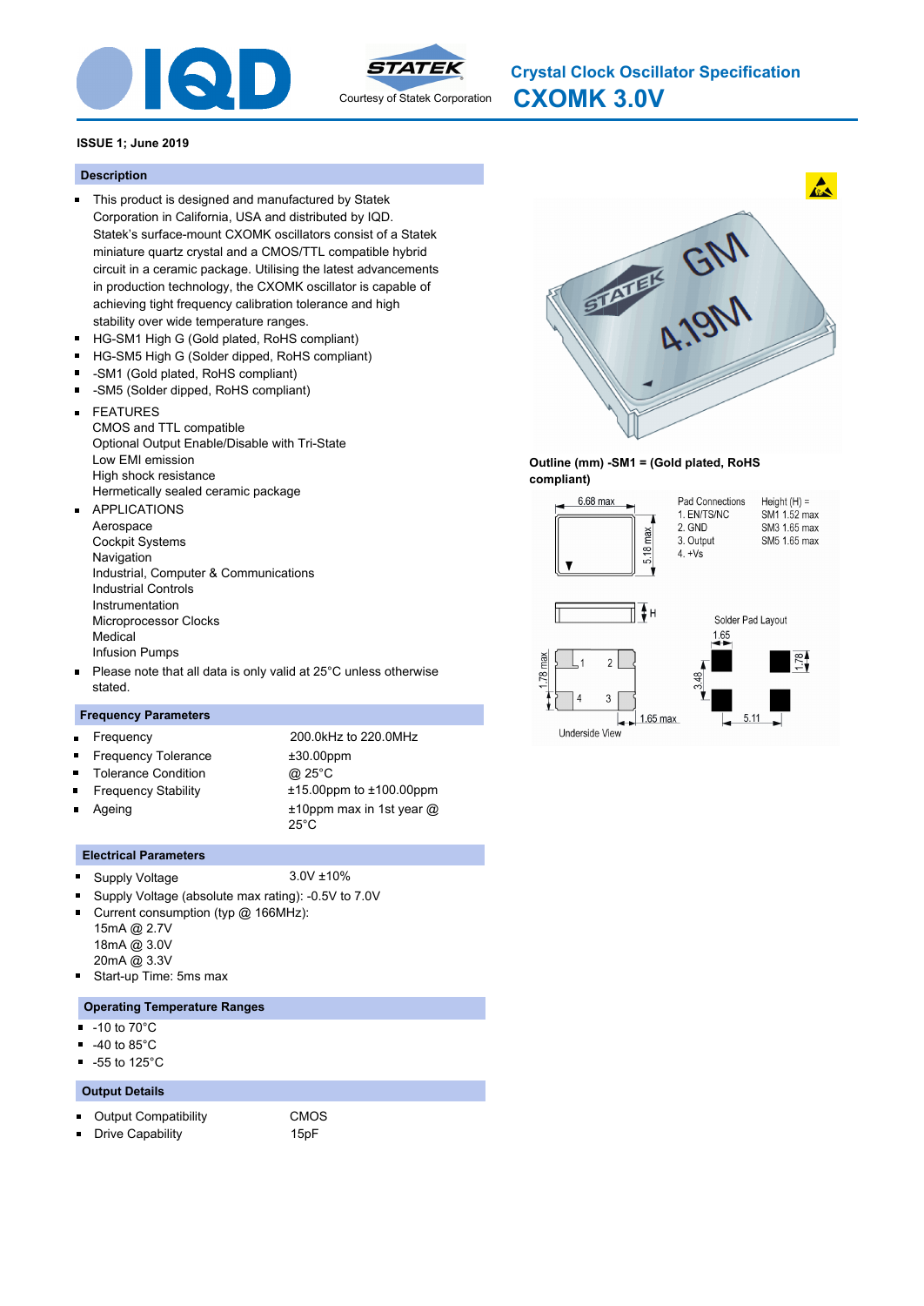# Crystal Clock Oscillator Specification
# CXOMK 3.0V

Courtesy of Statek Corporation

**ISSUE 1; June 2019**

## Description

- This product is designed and manufactured by Statek Corporation in California, USA and distributed by IQD. Statek's surface-mount CXOMK oscillators consist of a Statek miniature quartz crystal and a CMOS/TTL compatible hybrid circuit in a ceramic package. Utilising the latest advancements in production technology, the CXOMK oscillator is capable of achieving tight frequency calibration tolerance and high stability over wide temperature ranges.
- HG-SM1 High G (Gold plated, RoHS compliant)
- HG-SM5 High G (Solder dipped, RoHS compliant)
- -SM1 (Gold plated, RoHS compliant)
- -SM5 (Solder dipped, RoHS compliant)
- FEATURES
  CMOS and TTL compatible
  Optional Output Enable/Disable with Tri-State
  Low EMI emission
  High shock resistance
  Hermetically sealed ceramic package
- APPLICATIONS
  Aerospace
  Cockpit Systems
  Navigation
  Industrial, Computer & Communications
  Industrial Controls
  Instrumentation
  Microprocessor Clocks
  Medical
  Infusion Pumps
- Please note that all data is only valid at 25°C unless otherwise stated.

## Frequency Parameters

- Frequency: 200.0kHz to 220.0MHz
- Frequency Tolerance: ±30.00ppm
- Tolerance Condition: @ 25°C
- Frequency Stability: ±15.00ppm to ±100.00ppm
- Ageing: ±10ppm max in 1st year @ 25°C

## Electrical Parameters

- Supply Voltage: 3.0V ±10%
- Supply Voltage (absolute max rating): -0.5V to 7.0V
- Current consumption (typ @ 166MHz):
  15mA @ 2.7V
  18mA @ 3.0V
  20mA @ 3.3V
- Start-up Time: 5ms max

## Operating Temperature Ranges

- -10 to 70°C
- -40 to 85°C
- -55 to 125°C

## Output Details

- Output Compatibility: CMOS
- Drive Capability: 15pF

**Outline (mm) -SM1 = (Gold plated, RoHS compliant)**

6.68 max
5.18 max

Pad Connections
1. EN/TS/NC
2. GND
3. Output
4. +Vs

Height (H) =
SM1 1.52 max
SM3 1.65 max
SM5 1.65 max

H

Solder Pad Layout
1.65
1.78
3.48
5.11

1.78 max
1.65 max
Underside View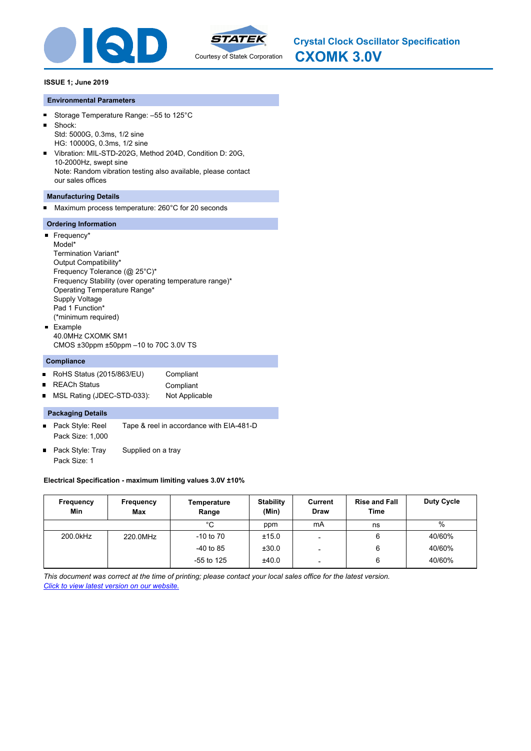# Crystal Clock Oscillator Specification

## CXOMK 3.0V

Courtesy of Statek Corporation

**ISSUE 1; June 2019**

### Environmental Parameters

- Storage Temperature Range: –55 to 125°C
- Shock:
  Std: 5000G, 0.3ms, 1/2 sine
  HG: 10000G, 0.3ms, 1/2 sine
- Vibration: MIL-STD-202G, Method 204D, Condition D: 20G, 10-2000Hz, swept sine
  Note: Random vibration testing also available, please contact our sales offices

### Manufacturing Details

- Maximum process temperature: 260°C for 20 seconds

### Ordering Information

- Frequency*
  Model*
  Termination Variant*
  Output Compatibility*
  Frequency Tolerance (@ 25°C)*
  Frequency Stability (over operating temperature range)*
  Operating Temperature Range*
  Supply Voltage
  Pad 1 Function*
  (*minimum required)
- Example
  40.0MHz CXOMK SM1
  CMOS ±30ppm ±50ppm –10 to 70C 3.0V TS

### Compliance

- RoHS Status (2015/863/EU) Compliant
- REACh Status Compliant
- MSL Rating (JDEC-STD-033): Not Applicable

### Packaging Details

- Pack Style: Reel — Tape & reel in accordance with EIA-481-D
  Pack Size: 1,000
- Pack Style: Tray — Supplied on a tray
  Pack Size: 1

**Electrical Specification - maximum limiting values 3.0V ±10%**

| Frequency Min | Frequency Max | Temperature Range | Stability (Min) | Current Draw | Rise and Fall Time | Duty Cycle |
|---|---|---|---|---|---|---|
| | | °C | ppm | mA | ns | % |
| 200.0kHz | 220.0MHz | -10 to 70 | ±15.0 | - | 6 | 40/60% |
| | | -40 to 85 | ±30.0 | - | 6 | 40/60% |
| | | -55 to 125 | ±40.0 | - | 6 | 40/60% |

*This document was correct at the time of printing; please contact your local sales office for the latest version.*
*Click to view latest version on our website.*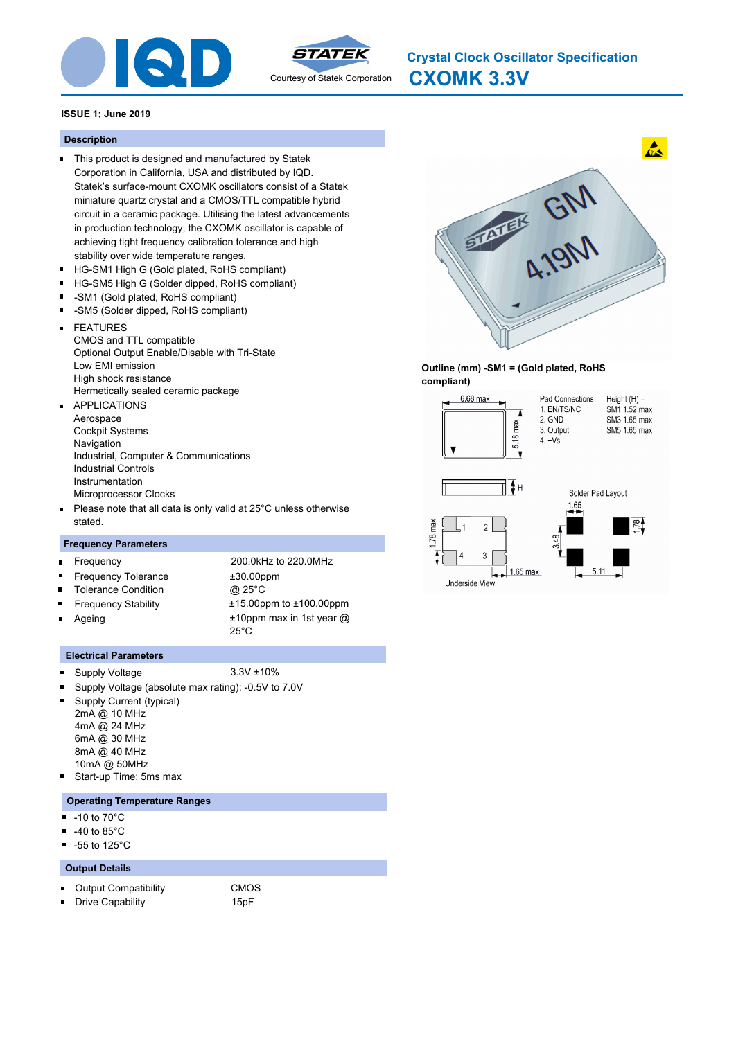# Crystal Clock Oscillator Specification

# CXOMK 3.3V

Courtesy of Statek Corporation

**ISSUE 1; June 2019**

## Description

- This product is designed and manufactured by Statek Corporation in California, USA and distributed by IQD. Statek's surface-mount CXOMK oscillators consist of a Statek miniature quartz crystal and a CMOS/TTL compatible hybrid circuit in a ceramic package. Utilising the latest advancements in production technology, the CXOMK oscillator is capable of achieving tight frequency calibration tolerance and high stability over wide temperature ranges.
- HG-SM1 High G (Gold plated, RoHS compliant)
- HG-SM5 High G (Solder dipped, RoHS compliant)
- -SM1 (Gold plated, RoHS compliant)
- -SM5 (Solder dipped, RoHS compliant)
- FEATURES
  CMOS and TTL compatible
  Optional Output Enable/Disable with Tri-State
  Low EMI emission
  High shock resistance
  Hermetically sealed ceramic package
- APPLICATIONS
  Aerospace
  Cockpit Systems
  Navigation
  Industrial, Computer & Communications
  Industrial Controls
  Instrumentation
  Microprocessor Clocks
- Please note that all data is only valid at 25°C unless otherwise stated.

## Frequency Parameters

| | |
|---|---|
| Frequency | 200.0kHz to 220.0MHz |
| Frequency Tolerance | ±30.00ppm |
| Tolerance Condition | @ 25°C |
| Frequency Stability | ±15.00ppm to ±100.00ppm |
| Ageing | ±10ppm max in 1st year @ 25°C |

## Electrical Parameters

- Supply Voltage: 3.3V ±10%
- Supply Voltage (absolute max rating): -0.5V to 7.0V
- Supply Current (typical)
  2mA @ 10 MHz
  4mA @ 24 MHz
  6mA @ 30 MHz
  8mA @ 40 MHz
  10mA @ 50MHz
- Start-up Time: 5ms max

## Operating Temperature Ranges

- -10 to 70°C
- -40 to 85°C
- -55 to 125°C

## Output Details

| | |
|---|---|
| Output Compatibility | CMOS |
| Drive Capability | 15pF |

**Outline (mm) -SM1 = (Gold plated, RoHS compliant)**

6.68 max; 5.18 max; H; 1.78 max; 1.65 max; Underside View

Pad Connections
1. EN/TS/NC
2. GND
3. Output
4. +Vs

Height (H) =
SM1 1.52 max
SM3 1.65 max
SM5 1.65 max

Solder Pad Layout: 1.65; 3.48; 1.78; 5.11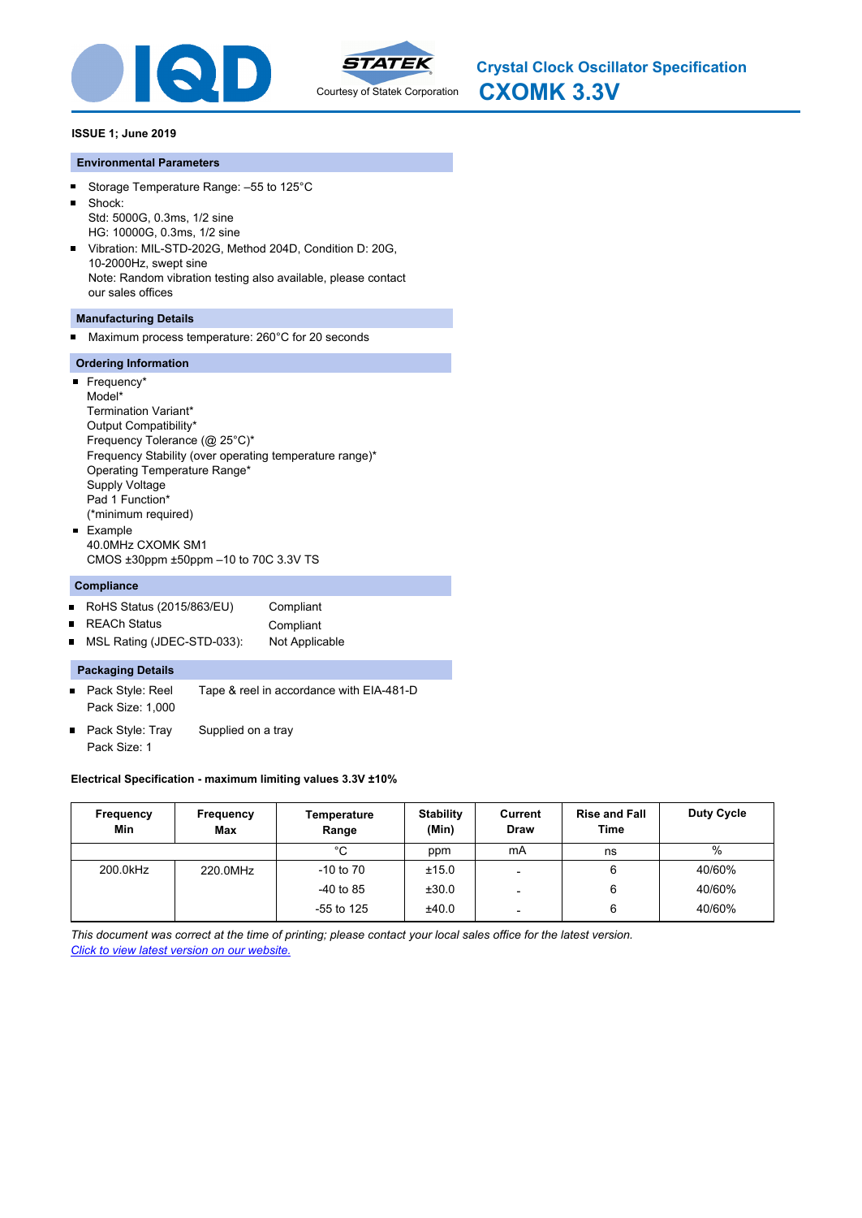# Crystal Clock Oscillator Specification
## CXOMK 3.3V

Courtesy of Statek Corporation

**ISSUE 1; June 2019**

### Environmental Parameters

- Storage Temperature Range: –55 to 125°C
- Shock:
  Std: 5000G, 0.3ms, 1/2 sine
  HG: 10000G, 0.3ms, 1/2 sine
- Vibration: MIL-STD-202G, Method 204D, Condition D: 20G, 10-2000Hz, swept sine
  Note: Random vibration testing also available, please contact our sales offices

### Manufacturing Details

- Maximum process temperature: 260°C for 20 seconds

### Ordering Information

- Frequency*
  Model*
  Termination Variant*
  Output Compatibility*
  Frequency Tolerance (@ 25°C)*
  Frequency Stability (over operating temperature range)*
  Operating Temperature Range*
  Supply Voltage
  Pad 1 Function*
  (*minimum required)
- Example
  40.0MHz CXOMK SM1
  CMOS ±30ppm ±50ppm –10 to 70C 3.3V TS

### Compliance

- RoHS Status (2015/863/EU): Compliant
- REACh Status: Compliant
- MSL Rating (JDEC-STD-033): Not Applicable

### Packaging Details

- Pack Style: Reel — Tape & reel in accordance with EIA-481-D
  Pack Size: 1,000
- Pack Style: Tray — Supplied on a tray
  Pack Size: 1

**Electrical Specification - maximum limiting values 3.3V ±10%**

| Frequency Min | Frequency Max | Temperature Range | Stability (Min) | Current Draw | Rise and Fall Time | Duty Cycle |
|---|---|---|---|---|---|---|
| | | °C | ppm | mA | ns | % |
| 200.0kHz | 220.0MHz | -10 to 70 | ±15.0 | - | 6 | 40/60% |
| | | -40 to 85 | ±30.0 | - | 6 | 40/60% |
| | | -55 to 125 | ±40.0 | - | 6 | 40/60% |

*This document was correct at the time of printing; please contact your local sales office for the latest version.*
*Click to view latest version on our website.*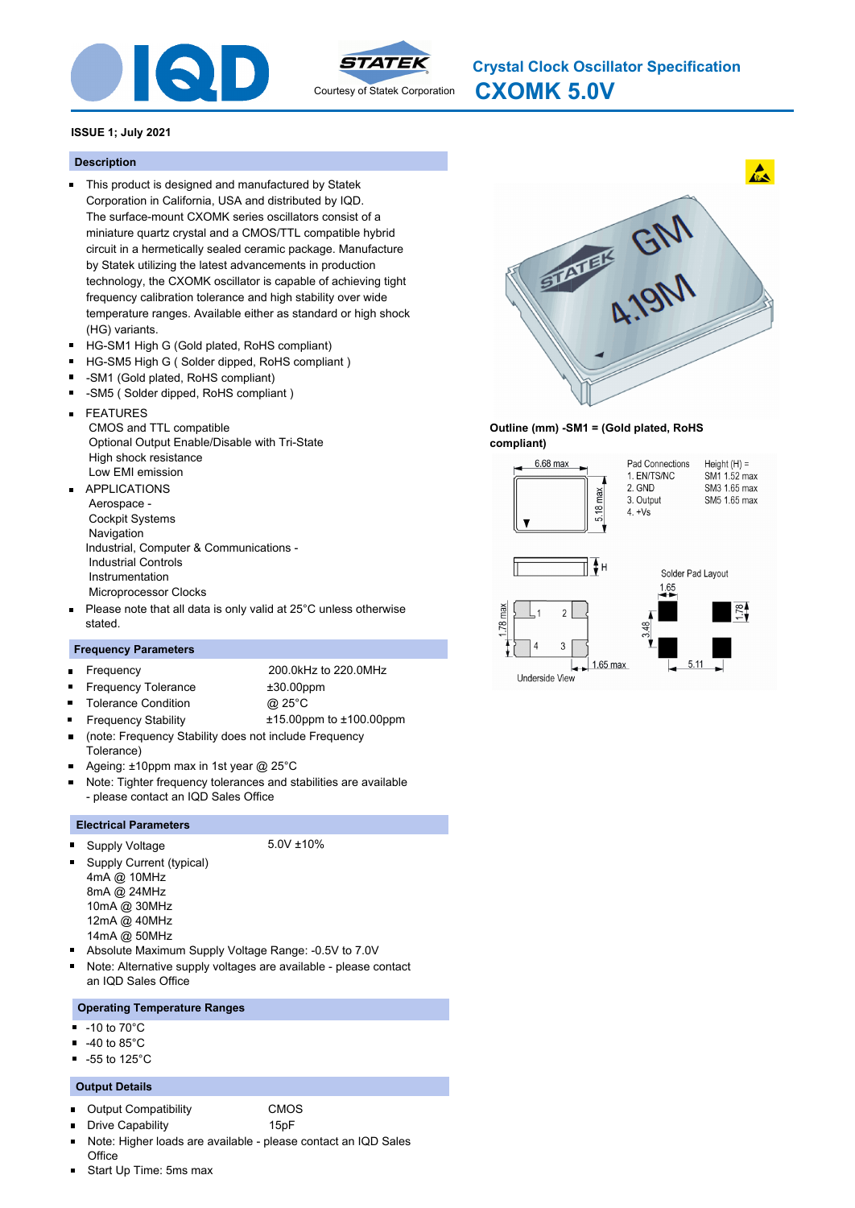# Crystal Clock Oscillator Specification

# CXOMK 5.0V

Courtesy of Statek Corporation

**ISSUE 1; July 2021**

## Description

- This product is designed and manufactured by Statek Corporation in California, USA and distributed by IQD. The surface-mount CXOMK series oscillators consist of a miniature quartz crystal and a CMOS/TTL compatible hybrid circuit in a hermetically sealed ceramic package. Manufacture by Statek utilizing the latest advancements in production technology, the CXOMK oscillator is capable of achieving tight frequency calibration tolerance and high stability over wide temperature ranges. Available either as standard or high shock (HG) variants.
- HG-SM1 High G (Gold plated, RoHS compliant)
- HG-SM5 High G ( Solder dipped, RoHS compliant )
- -SM1 (Gold plated, RoHS compliant)
- -SM5 ( Solder dipped, RoHS compliant )
- FEATURES
  CMOS and TTL compatible
  Optional Output Enable/Disable with Tri-State
  High shock resistance
  Low EMI emission
- APPLICATIONS
  Aerospace -
  Cockpit Systems
  Navigation
  Industrial, Computer & Communications -
  Industrial Controls
  Instrumentation
  Microprocessor Clocks
- Please note that all data is only valid at 25°C unless otherwise stated.

## Frequency Parameters

- Frequency: 200.0kHz to 220.0MHz
- Frequency Tolerance: ±30.00ppm
- Tolerance Condition: @ 25°C
- Frequency Stability: ±15.00ppm to ±100.00ppm
- (note: Frequency Stability does not include Frequency Tolerance)
- Ageing: ±10ppm max in 1st year @ 25°C
- Note: Tighter frequency tolerances and stabilities are available - please contact an IQD Sales Office

## Electrical Parameters

- Supply Voltage: 5.0V ±10%
- Supply Current (typical)
  4mA @ 10MHz
  8mA @ 24MHz
  10mA @ 30MHz
  12mA @ 40MHz
  14mA @ 50MHz
- Absolute Maximum Supply Voltage Range: -0.5V to 7.0V
- Note: Alternative supply voltages are available - please contact an IQD Sales Office

## Operating Temperature Ranges

- -10 to 70°C
- -40 to 85°C
- -55 to 125°C

## Output Details

- Output Compatibility: CMOS
- Drive Capability: 15pF
- Note: Higher loads are available - please contact an IQD Sales Office
- Start Up Time: 5ms max

**Outline (mm) -SM1 = (Gold plated, RoHS compliant)**

6.68 max; 5.18 max; H

Pad Connections
1. EN/TS/NC
2. GND
3. Output
4. +Vs

Height (H) =
SM1 1.52 max
SM3 1.65 max
SM5 1.65 max

Underside View: 1.78 max; 1.65 max

Solder Pad Layout: 1.65; 1.78; 3.48; 5.11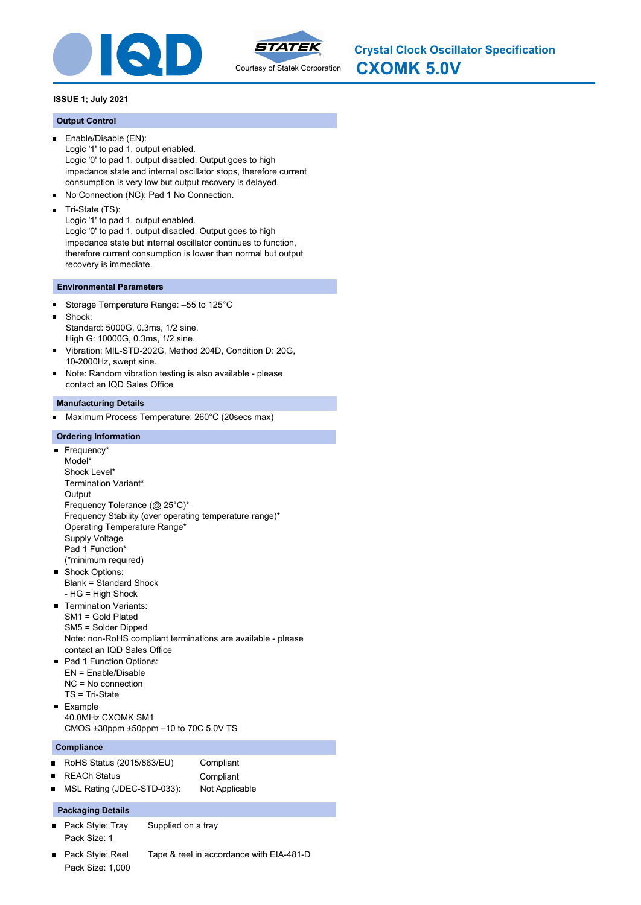# Crystal Clock Oscillator Specification

## CXOMK 5.0V

Courtesy of Statek Corporation

**ISSUE 1; July 2021**

### Output Control

- Enable/Disable (EN):
  Logic '1' to pad 1, output enabled.
  Logic '0' to pad 1, output disabled. Output goes to high impedance state and internal oscillator stops, therefore current consumption is very low but output recovery is delayed.
- No Connection (NC): Pad 1 No Connection.
- Tri-State (TS):
  Logic '1' to pad 1, output enabled.
  Logic '0' to pad 1, output disabled. Output goes to high impedance state but internal oscillator continues to function, therefore current consumption is lower than normal but output recovery is immediate.

### Environmental Parameters

- Storage Temperature Range: –55 to 125°C
- Shock:
  Standard: 5000G, 0.3ms, 1/2 sine.
  High G: 10000G, 0.3ms, 1/2 sine.
- Vibration: MIL-STD-202G, Method 204D, Condition D: 20G, 10-2000Hz, swept sine.
- Note: Random vibration testing is also available - please contact an IQD Sales Office

### Manufacturing Details

- Maximum Process Temperature: 260°C (20secs max)

### Ordering Information

- Frequency*
  Model*
  Shock Level*
  Termination Variant*
  Output
  Frequency Tolerance (@ 25°C)*
  Frequency Stability (over operating temperature range)*
  Operating Temperature Range*
  Supply Voltage
  Pad 1 Function*
  (*minimum required)
- Shock Options:
  Blank = Standard Shock
  - HG = High Shock
- Termination Variants:
  SM1 = Gold Plated
  SM5 = Solder Dipped
  Note: non-RoHS compliant terminations are available - please contact an IQD Sales Office
- Pad 1 Function Options:
  EN = Enable/Disable
  NC = No connection
  TS = Tri-State
- Example
  40.0MHz CXOMK SM1
  CMOS ±30ppm ±50ppm –10 to 70C 5.0V TS

### Compliance

- RoHS Status (2015/863/EU): Compliant
- REACh Status: Compliant
- MSL Rating (JDEC-STD-033): Not Applicable

### Packaging Details

- Pack Style: Tray — Supplied on a tray
  Pack Size: 1
- Pack Style: Reel — Tape & reel in accordance with EIA-481-D
  Pack Size: 1,000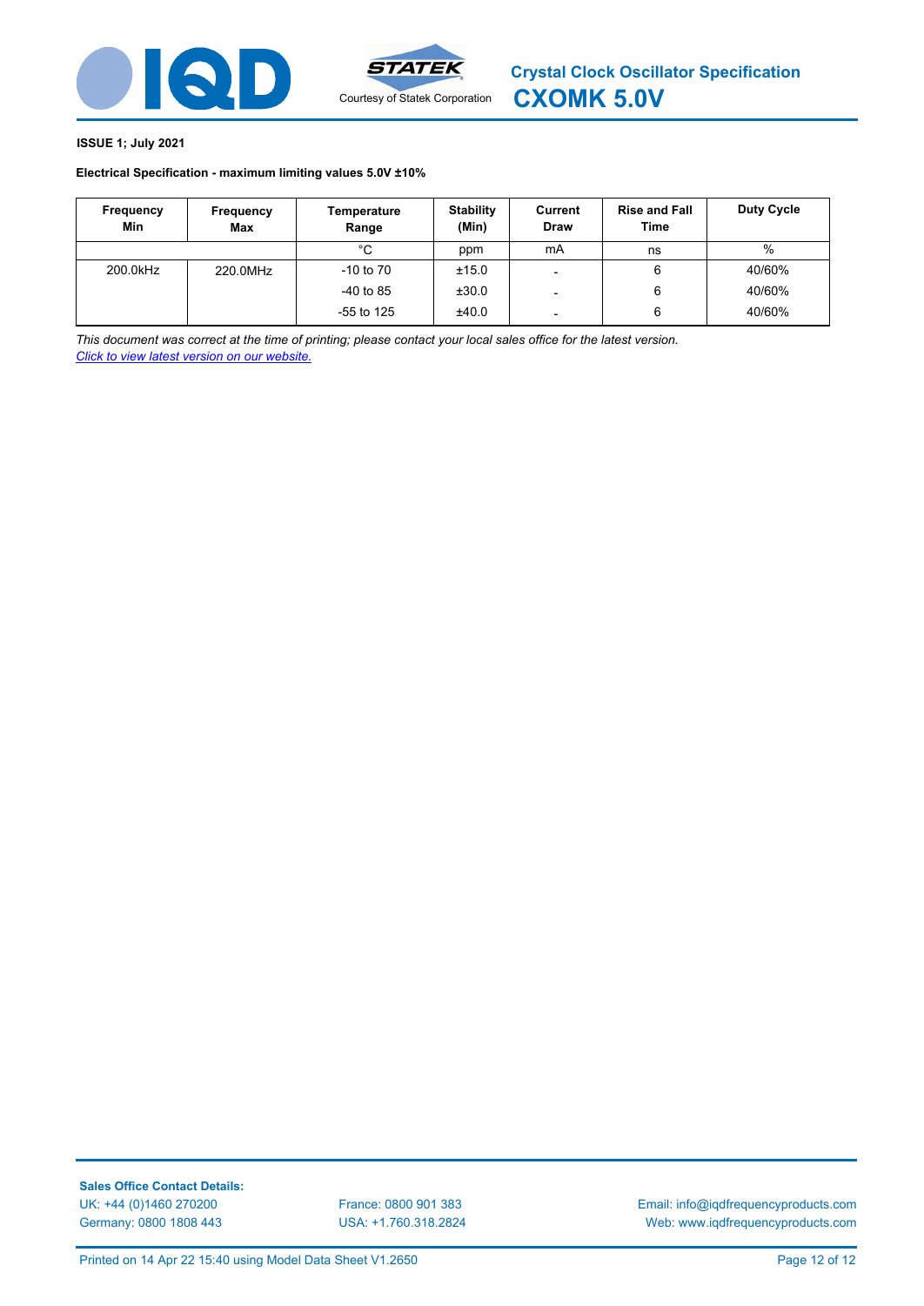**ISSUE 1; July 2021**

**Electrical Specification - maximum limiting values 5.0V ±10%**

| Frequency Min | Frequency Max | Temperature Range | Stability (Min) | Current Draw | Rise and Fall Time | Duty Cycle |
|---|---|---|---|---|---|---|
| | | °C | ppm | mA | ns | % |
| 200.0kHz | 220.0MHz | -10 to 70 | ±15.0 | - | 6 | 40/60% |
| | | -40 to 85 | ±30.0 | - | 6 | 40/60% |
| | | -55 to 125 | ±40.0 | - | 6 | 40/60% |

*This document was correct at the time of printing; please contact your local sales office for the latest version.*
*Click to view latest version on our website.*

**Sales Office Contact Details:**
UK: +44 (0)1460 270200
Germany: 0800 1808 443
France: 0800 901 383
USA: +1.760.318.2824
Email: info@iqdfrequencyproducts.com
Web: www.iqdfrequencyproducts.com

Printed on 14 Apr 22 15:40 using Model Data Sheet V1.2650